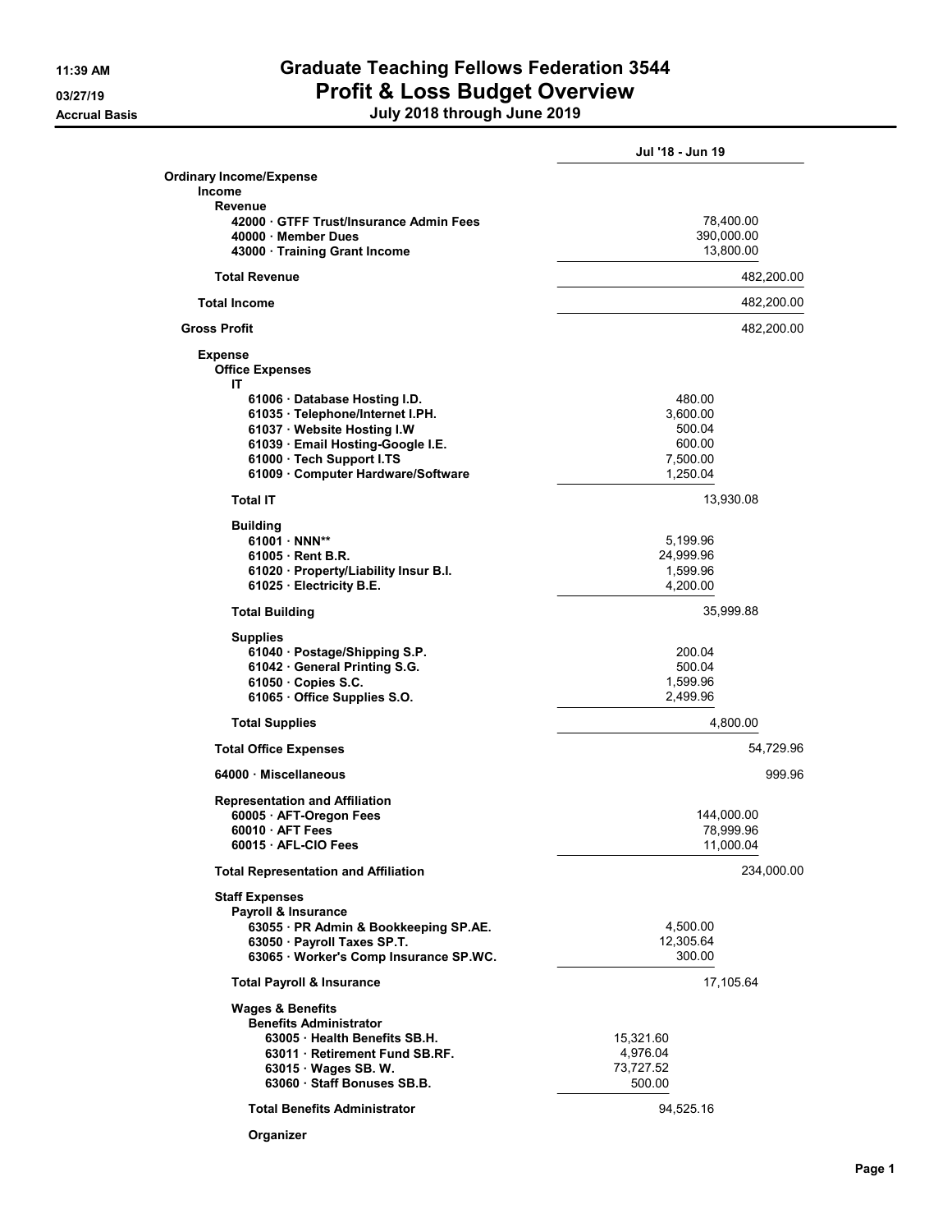# Graduate Teaching Fellows Federation 3544

## Profit & Loss Budget Overview

### July 2018 through June 2019

11:39 AM
03/27/19
Accrual Basis

| | | | Jul '18 - Jun 19 |
|---|---|---|---|
| **Ordinary Income/Expense** | | | |
| **Income** | | | |
| **Revenue** | | | |
| **42000 · GTFF Trust/Insurance Admin Fees** | | 78,400.00 | |
| **40000 · Member Dues** | | 390,000.00 | |
| **43000 · Training Grant Income** | | 13,800.00 | |
| **Total Revenue** | | | 482,200.00 |
| **Total Income** | | | 482,200.00 |
| **Gross Profit** | | | 482,200.00 |
| **Expense** | | | |
| **Office Expenses** | | | |
| **IT** | | | |
| **61006 · Database Hosting I.D.** | | 480.00 | |
| **61035 · Telephone/Internet I.PH.** | | 3,600.00 | |
| **61037 · Website Hosting I.W** | | 500.04 | |
| **61039 · Email Hosting-Google I.E.** | | 600.00 | |
| **61000 · Tech Support I.TS** | | 7,500.00 | |
| **61009 · Computer Hardware/Software** | | 1,250.04 | |
| **Total IT** | | 13,930.08 | |
| **Building** | | | |
| **61001 · NNN**** | | 5,199.96 | |
| **61005 · Rent B.R.** | | 24,999.96 | |
| **61020 · Property/Liability Insur B.I.** | | 1,599.96 | |
| **61025 · Electricity B.E.** | | 4,200.00 | |
| **Total Building** | | 35,999.88 | |
| **Supplies** | | | |
| **61040 · Postage/Shipping S.P.** | | 200.04 | |
| **61042 · General Printing S.G.** | | 500.04 | |
| **61050 · Copies S.C.** | | 1,599.96 | |
| **61065 · Office Supplies S.O.** | | 2,499.96 | |
| **Total Supplies** | | 4,800.00 | |
| **Total Office Expenses** | | | 54,729.96 |
| **64000 · Miscellaneous** | | | 999.96 |
| **Representation and Affiliation** | | | |
| **60005 · AFT-Oregon Fees** | | 144,000.00 | |
| **60010 · AFT Fees** | | 78,999.96 | |
| **60015 · AFL-CIO Fees** | | 11,000.04 | |
| **Total Representation and Affiliation** | | | 234,000.00 |
| **Staff Expenses** | | | |
| **Payroll & Insurance** | | | |
| **63055 · PR Admin & Bookkeeping SP.AE.** | | 4,500.00 | |
| **63050 · Payroll Taxes SP.T.** | | 12,305.64 | |
| **63065 · Worker's Comp Insurance SP.WC.** | | 300.00 | |
| **Total Payroll & Insurance** | | 17,105.64 | |
| **Wages & Benefits** | | | |
| **Benefits Administrator** | | | |
| **63005 · Health Benefits SB.H.** | 15,321.60 | | |
| **63011 · Retirement Fund SB.RF.** | 4,976.04 | | |
| **63015 · Wages SB. W.** | 73,727.52 | | |
| **63060 · Staff Bonuses SB.B.** | 500.00 | | |
| **Total Benefits Administrator** | 94,525.16 | | |
| **Organizer** | | | |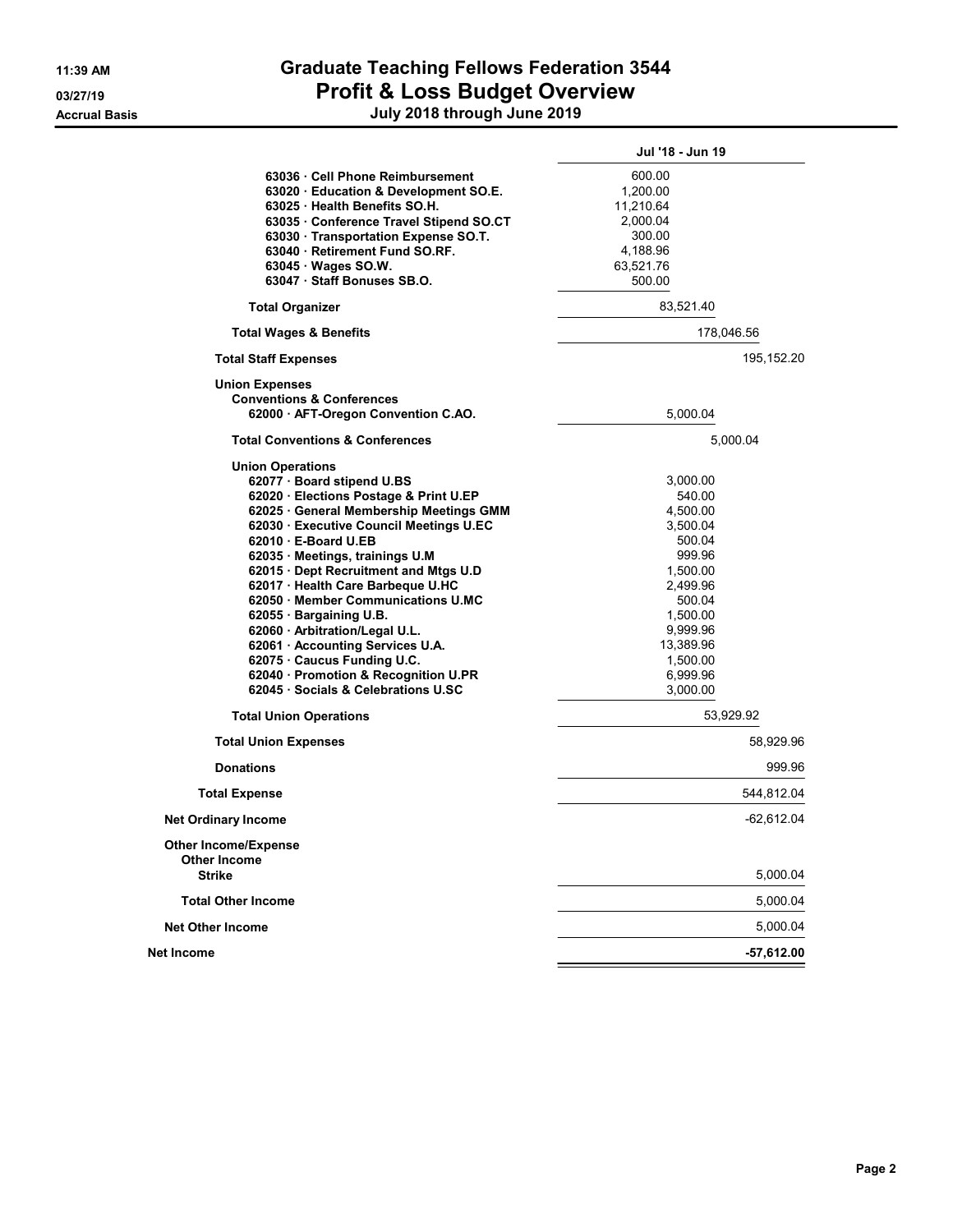# Graduate Teaching Fellows Federation 3544

## Profit & Loss Budget Overview

### July 2018 through June 2019

11:39 AM
03/27/19
Accrual Basis

| | Jul '18 - Jun 19 |
|---|---|
| 63036 · Cell Phone Reimbursement | 600.00 |
| 63020 · Education & Development SO.E. | 1,200.00 |
| 63025 · Health Benefits SO.H. | 11,210.64 |
| 63035 · Conference Travel Stipend SO.CT | 2,000.04 |
| 63030 · Transportation Expense SO.T. | 300.00 |
| 63040 · Retirement Fund SO.RF. | 4,188.96 |
| 63045 · Wages SO.W. | 63,521.76 |
| 63047 · Staff Bonuses SB.O. | 500.00 |
| **Total Organizer** | 83,521.40 |
| **Total Wages & Benefits** | 178,046.56 |
| **Total Staff Expenses** | 195,152.20 |
| **Union Expenses** | |
| **Conventions & Conferences** | |
| 62000 · AFT-Oregon Convention C.AO. | 5,000.04 |
| **Total Conventions & Conferences** | 5,000.04 |
| **Union Operations** | |
| 62077 · Board stipend U.BS | 3,000.00 |
| 62020 · Elections Postage & Print U.EP | 540.00 |
| 62025 · General Membership Meetings GMM | 4,500.00 |
| 62030 · Executive Council Meetings U.EC | 3,500.04 |
| 62010 · E-Board U.EB | 500.04 |
| 62035 · Meetings, trainings U.M | 999.96 |
| 62015 · Dept Recruitment and Mtgs U.D | 1,500.00 |
| 62017 · Health Care Barbeque U.HC | 2,499.96 |
| 62050 · Member Communications U.MC | 500.04 |
| 62055 · Bargaining U.B. | 1,500.00 |
| 62060 · Arbitration/Legal U.L. | 9,999.96 |
| 62061 · Accounting Services U.A. | 13,389.96 |
| 62075 · Caucus Funding U.C. | 1,500.00 |
| 62040 · Promotion & Recognition U.PR | 6,999.96 |
| 62045 · Socials & Celebrations U.SC | 3,000.00 |
| **Total Union Operations** | 53,929.92 |
| **Total Union Expenses** | 58,929.96 |
| **Donations** | 999.96 |
| **Total Expense** | 544,812.04 |
| **Net Ordinary Income** | -62,612.04 |
| **Other Income/Expense** | |
| **Other Income** | |
| **Strike** | 5,000.04 |
| **Total Other Income** | 5,000.04 |
| **Net Other Income** | 5,000.04 |
| **Net Income** | **-57,612.00** |